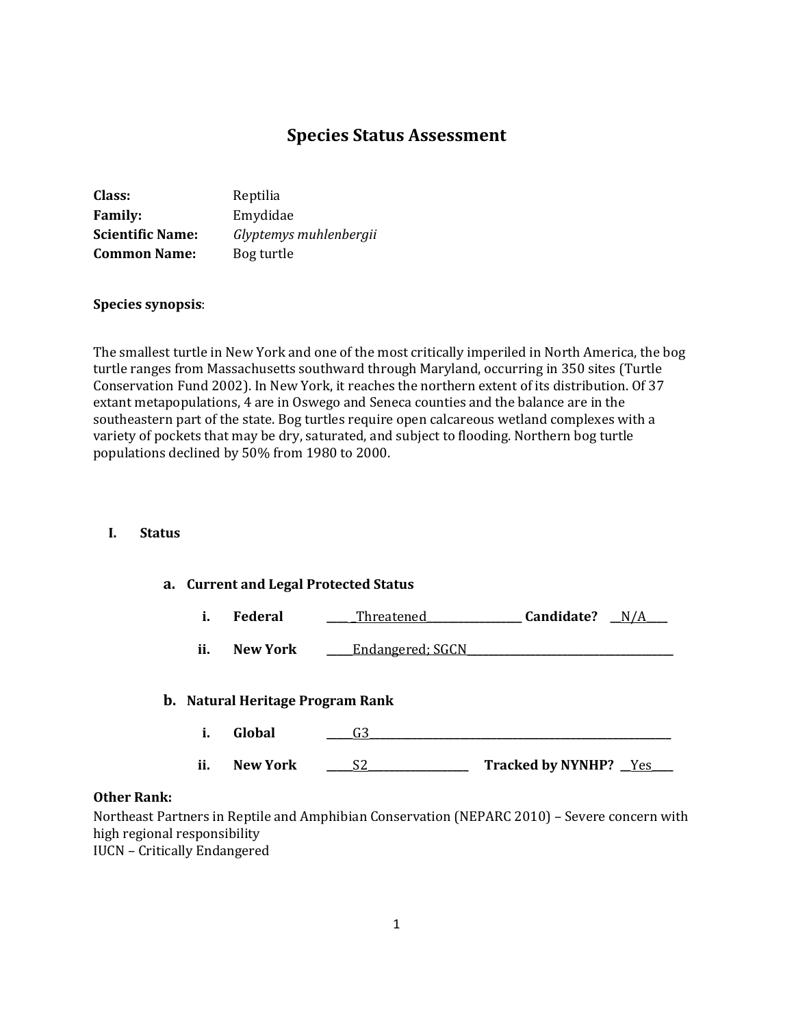# Species Status Assessment

**Class:** Reptilia
**Family:** Emydidae
**Scientific Name:** *Glyptemys muhlenbergii*
**Common Name:** Bog turtle

**Species synopsis**:

The smallest turtle in New York and one of the most critically imperiled in North America, the bog turtle ranges from Massachusetts southward through Maryland, occurring in 350 sites (Turtle Conservation Fund 2002). In New York, it reaches the northern extent of its distribution. Of 37 extant metapopulations, 4 are in Oswego and Seneca counties and the balance are in the southeastern part of the state. Bog turtles require open calcareous wetland complexes with a variety of pockets that may be dry, saturated, and subject to flooding. Northern bog turtle populations declined by 50% from 1980 to 2000.

## I. Status

### a. Current and Legal Protected Status

i. **Federal** _____Threatened_____ **Candidate?** __N/A____

ii. **New York** _____Endangered; SGCN_____

### b. Natural Heritage Program Rank

i. **Global** _____G3_____

ii. **New York** _____S2_____ **Tracked by NYNHP?** __Yes____

**Other Rank:**
Northeast Partners in Reptile and Amphibian Conservation (NEPARC 2010) – Severe concern with high regional responsibility
IUCN – Critically Endangered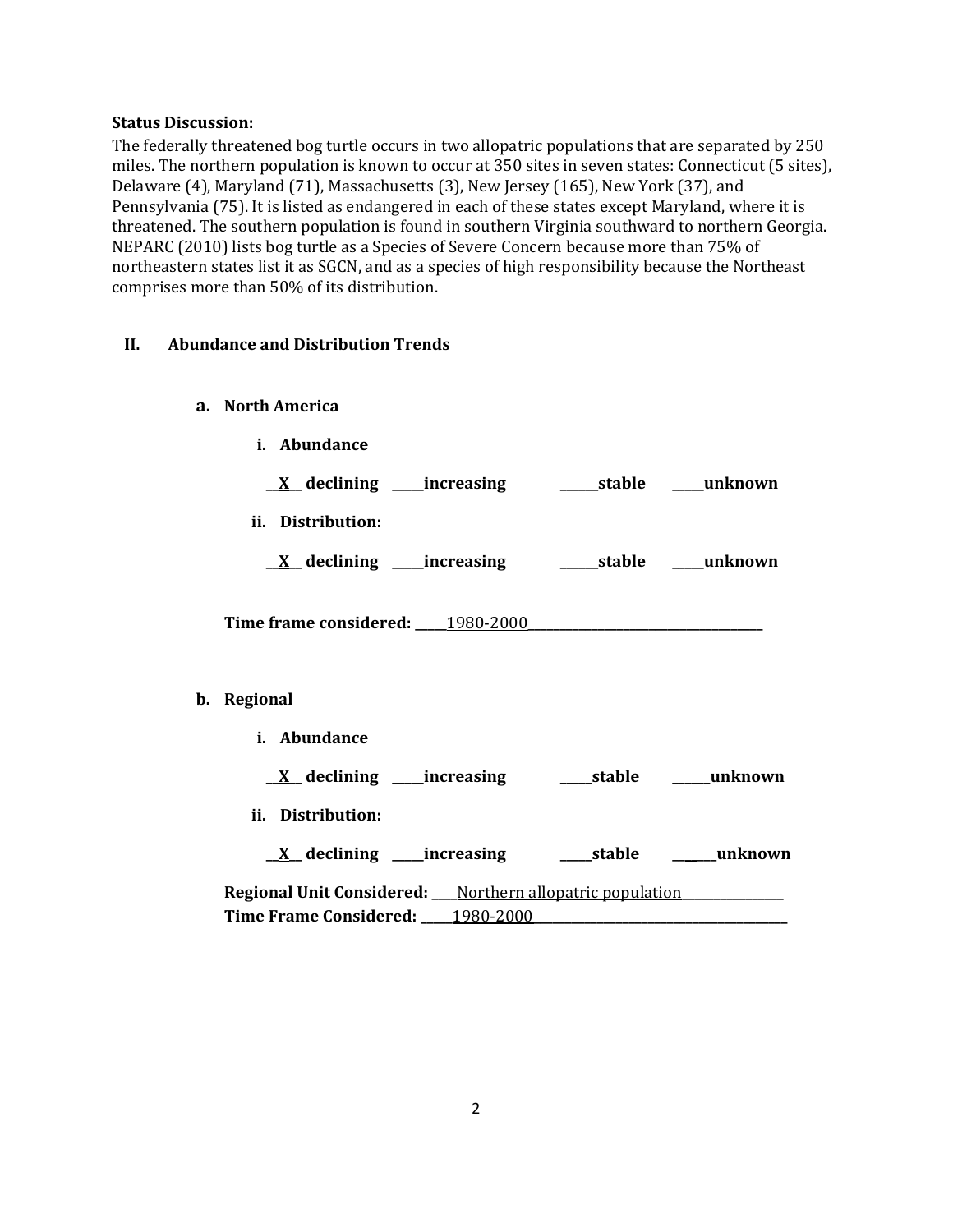**Status Discussion:**

The federally threatened bog turtle occurs in two allopatric populations that are separated by 250 miles. The northern population is known to occur at 350 sites in seven states: Connecticut (5 sites), Delaware (4), Maryland (71), Massachusetts (3), New Jersey (165), New York (37), and Pennsylvania (75). It is listed as endangered in each of these states except Maryland, where it is threatened. The southern population is found in southern Virginia southward to northern Georgia. NEPARC (2010) lists bog turtle as a Species of Severe Concern because more than 75% of northeastern states list it as SGCN, and as a species of high responsibility because the Northeast comprises more than 50% of its distribution.

## II. Abundance and Distribution Trends

### a. North America

**i. Abundance**

**__X__ declining \_\_\_\_\_increasing \_\_\_\_\_\_stable \_\_\_\_\_unknown**

**ii. Distribution:**

**__X__ declining \_\_\_\_\_increasing \_\_\_\_\_\_stable \_\_\_\_\_unknown**

**Time frame considered:** \_\_\_\_\_1980-2000\_\_\_\_\_\_\_\_\_\_\_\_\_\_\_\_\_\_\_\_\_\_\_\_\_\_\_\_\_\_\_\_\_\_\_\_\_

### b. Regional

**i. Abundance**

**__X__ declining \_\_\_\_\_increasing \_\_\_\_\_stable \_\_\_\_\_\_unknown**

**ii. Distribution:**

**__X__ declining \_\_\_\_\_increasing \_\_\_\_\_stable \_\_\_\_\_\_unknown**

**Regional Unit Considered:** \_\_\_\_Northern allopatric population\_\_\_\_\_\_\_\_\_\_\_\_\_\_\_\_

**Time Frame Considered:** \_\_\_\_\_1980-2000\_\_\_\_\_\_\_\_\_\_\_\_\_\_\_\_\_\_\_\_\_\_\_\_\_\_\_\_\_\_\_\_\_\_\_\_\_\_\_\_\_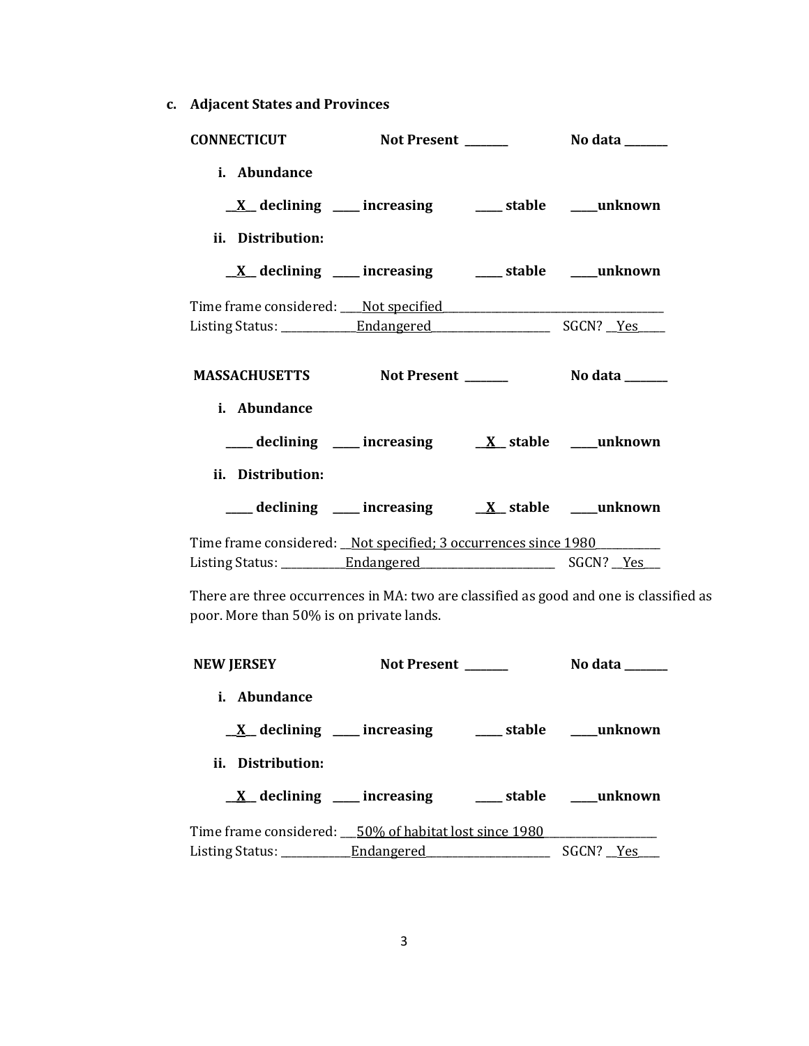**c. Adjacent States and Provinces**

**CONNECTICUT** **Not Present \_\_\_\_\_\_\_** **No data \_\_\_\_\_\_\_**

**i. Abundance**

**\_\_X\_\_ declining \_\_\_\_ increasing \_\_\_\_ stable \_\_\_\_unknown**

**ii. Distribution:**

**\_\_X\_\_ declining \_\_\_\_ increasing \_\_\_\_ stable \_\_\_\_unknown**

Time frame considered: \_\_\_\_Not specified\_\_\_\_\_\_\_\_\_\_\_\_\_\_\_\_\_\_\_\_\_\_\_\_\_\_\_\_\_\_\_\_\_\_\_\_\_\_\_\_
Listing Status: \_\_\_\_\_\_\_\_\_\_\_\_\_\_Endangered\_\_\_\_\_\_\_\_\_\_\_\_\_\_\_\_\_\_\_\_\_\_ SGCN? \_\_Yes\_\_\_\_\_

**MASSACHUSETTS** **Not Present \_\_\_\_\_\_\_** **No data \_\_\_\_\_\_\_**

**i. Abundance**

**\_\_\_\_ declining \_\_\_\_ increasing \_\_X\_\_ stable \_\_\_\_unknown**

**ii. Distribution:**

**\_\_\_\_ declining \_\_\_\_ increasing \_\_X\_\_ stable \_\_\_\_unknown**

Time frame considered: \_\_Not specified; 3 occurrences since 1980\_\_\_\_\_\_\_\_\_\_\_\_
Listing Status: \_\_\_\_\_\_\_\_\_\_\_\_Endangered\_\_\_\_\_\_\_\_\_\_\_\_\_\_\_\_\_\_\_\_\_\_\_\_\_ SGCN? \_\_Yes\_\_\_

There are three occurrences in MA: two are classified as good and one is classified as poor. More than 50% is on private lands.

**NEW JERSEY** **Not Present \_\_\_\_\_\_\_** **No data \_\_\_\_\_\_\_**

**i. Abundance**

**\_\_X\_\_ declining \_\_\_\_ increasing \_\_\_\_ stable \_\_\_\_unknown**

**ii. Distribution:**

**\_\_X\_\_ declining \_\_\_\_ increasing \_\_\_\_ stable \_\_\_\_unknown**

Time frame considered: \_\_\_50% of habitat lost since 1980\_\_\_\_\_\_\_\_\_\_\_\_\_\_\_\_\_\_\_\_
Listing Status: \_\_\_\_\_\_\_\_\_\_\_\_Endangered\_\_\_\_\_\_\_\_\_\_\_\_\_\_\_\_\_\_\_\_\_\_ SGCN? \_\_Yes\_\_\_\_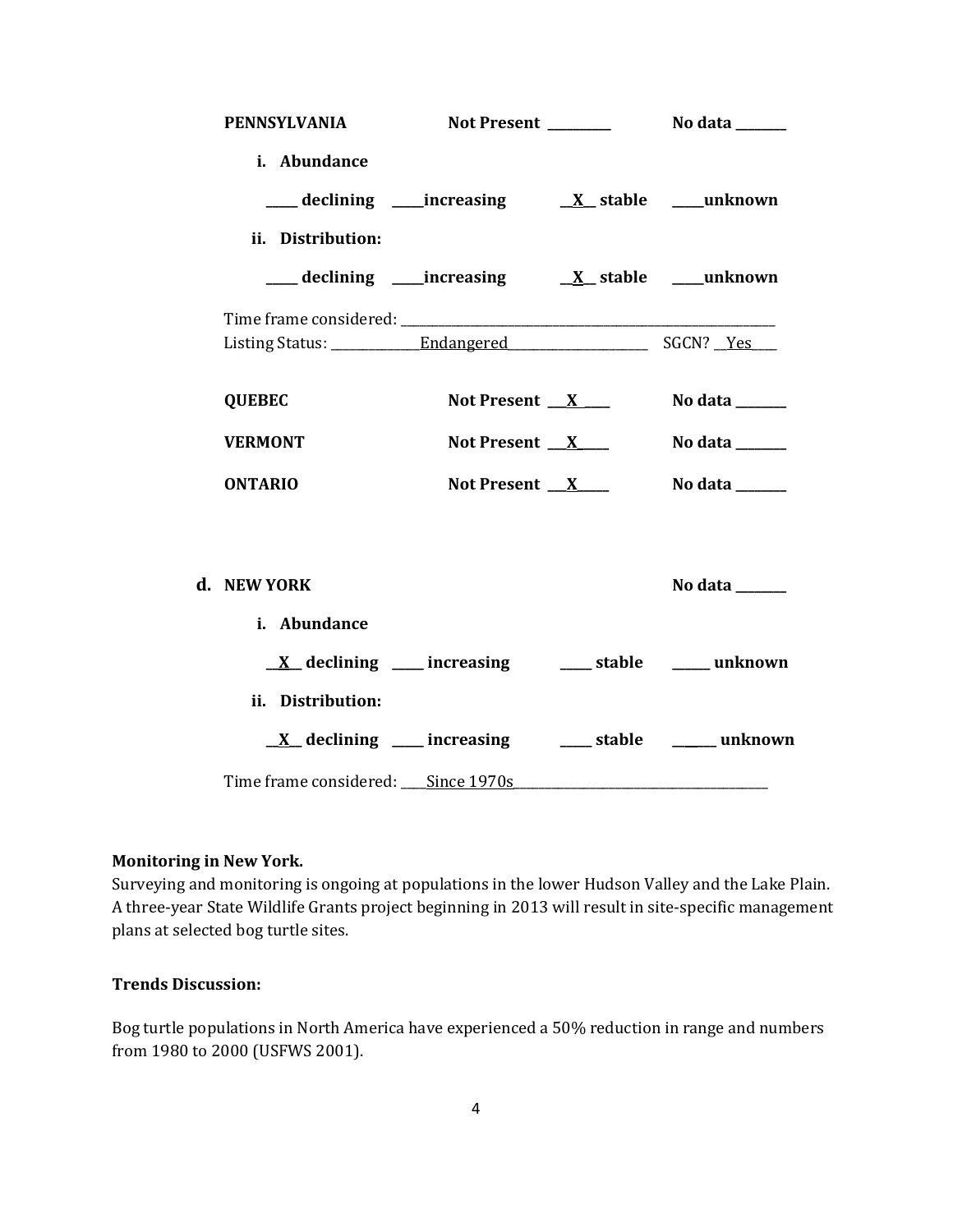**PENNSYLVANIA** **Not Present** _________ **No data** _______

**i. Abundance**

_____ **declining** _____**increasing** __X__ **stable** _____**unknown**

**ii. Distribution:**

_____ **declining** _____**increasing** __X__ **stable** _____**unknown**

Time frame considered: ___________________________________________________________

Listing Status: ______________Endangered______________________ SGCN? __Yes____

**QUEBEC** **Not Present** ___X____ **No data** _______

**VERMONT** **Not Present** ___X_____ **No data** _______

**ONTARIO** **Not Present** ___X_____ **No data** _______

**d. NEW YORK** **No data** _______

**i. Abundance**

__X__ **declining** _____ **increasing** _____ **stable** ______ **unknown**

**ii. Distribution:**

__X__ **declining** _____ **increasing** _____ **stable** ______ **unknown**

Time frame considered: ____Since 1970s________________________________________

**Monitoring in New York.**

Surveying and monitoring is ongoing at populations in the lower Hudson Valley and the Lake Plain. A three-year State Wildlife Grants project beginning in 2013 will result in site-specific management plans at selected bog turtle sites.

**Trends Discussion:**

Bog turtle populations in North America have experienced a 50% reduction in range and numbers from 1980 to 2000 (USFWS 2001).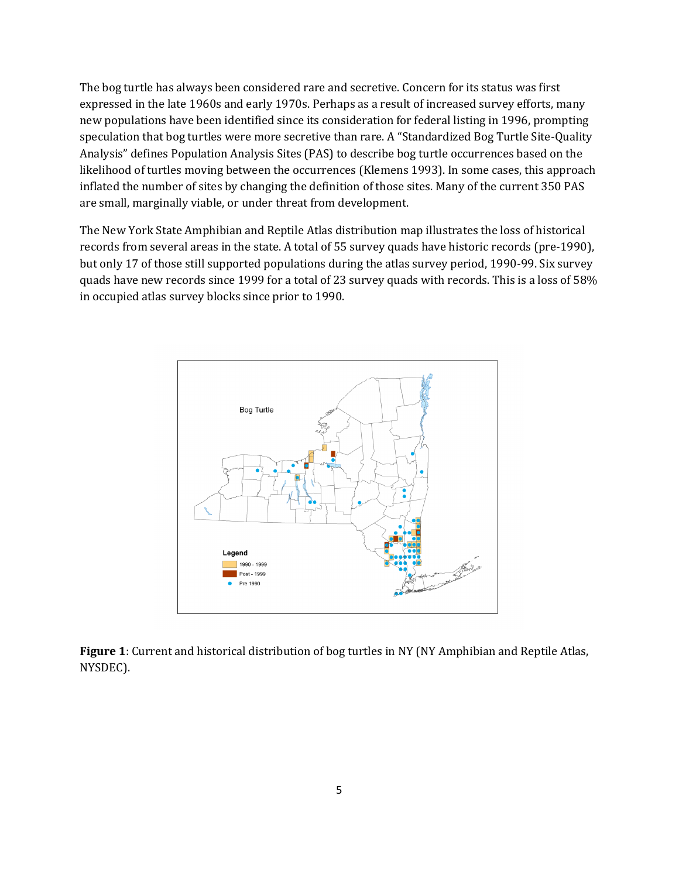The bog turtle has always been considered rare and secretive. Concern for its status was first expressed in the late 1960s and early 1970s. Perhaps as a result of increased survey efforts, many new populations have been identified since its consideration for federal listing in 1996, prompting speculation that bog turtles were more secretive than rare. A "Standardized Bog Turtle Site-Quality Analysis" defines Population Analysis Sites (PAS) to describe bog turtle occurrences based on the likelihood of turtles moving between the occurrences (Klemens 1993). In some cases, this approach inflated the number of sites by changing the definition of those sites. Many of the current 350 PAS are small, marginally viable, or under threat from development.

The New York State Amphibian and Reptile Atlas distribution map illustrates the loss of historical records from several areas in the state. A total of 55 survey quads have historic records (pre-1990), but only 17 of those still supported populations during the atlas survey period, 1990-99. Six survey quads have new records since 1999 for a total of 23 survey quads with records. This is a loss of 58% in occupied atlas survey blocks since prior to 1990.

**Figure 1**: Current and historical distribution of bog turtles in NY (NY Amphibian and Reptile Atlas, NYSDEC).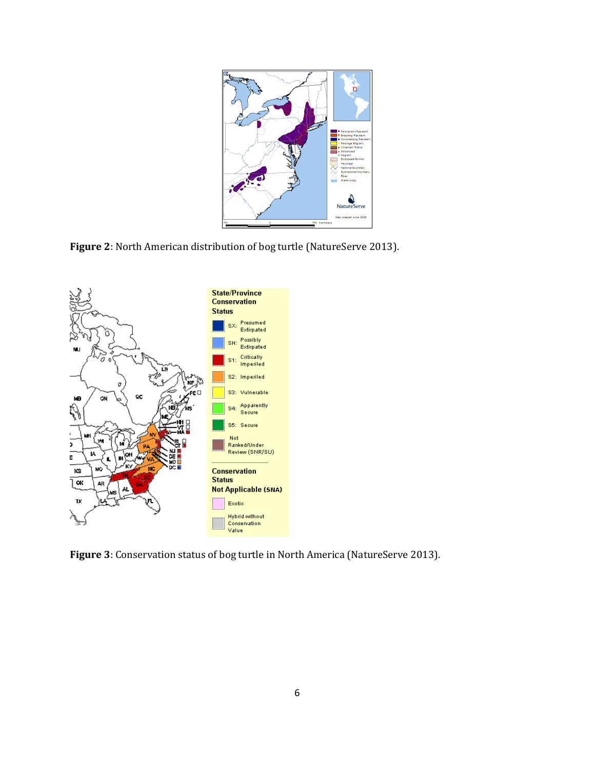**Figure 2**: North American distribution of bog turtle (NatureServe 2013).

**Figure 3**: Conservation status of bog turtle in North America (NatureServe 2013).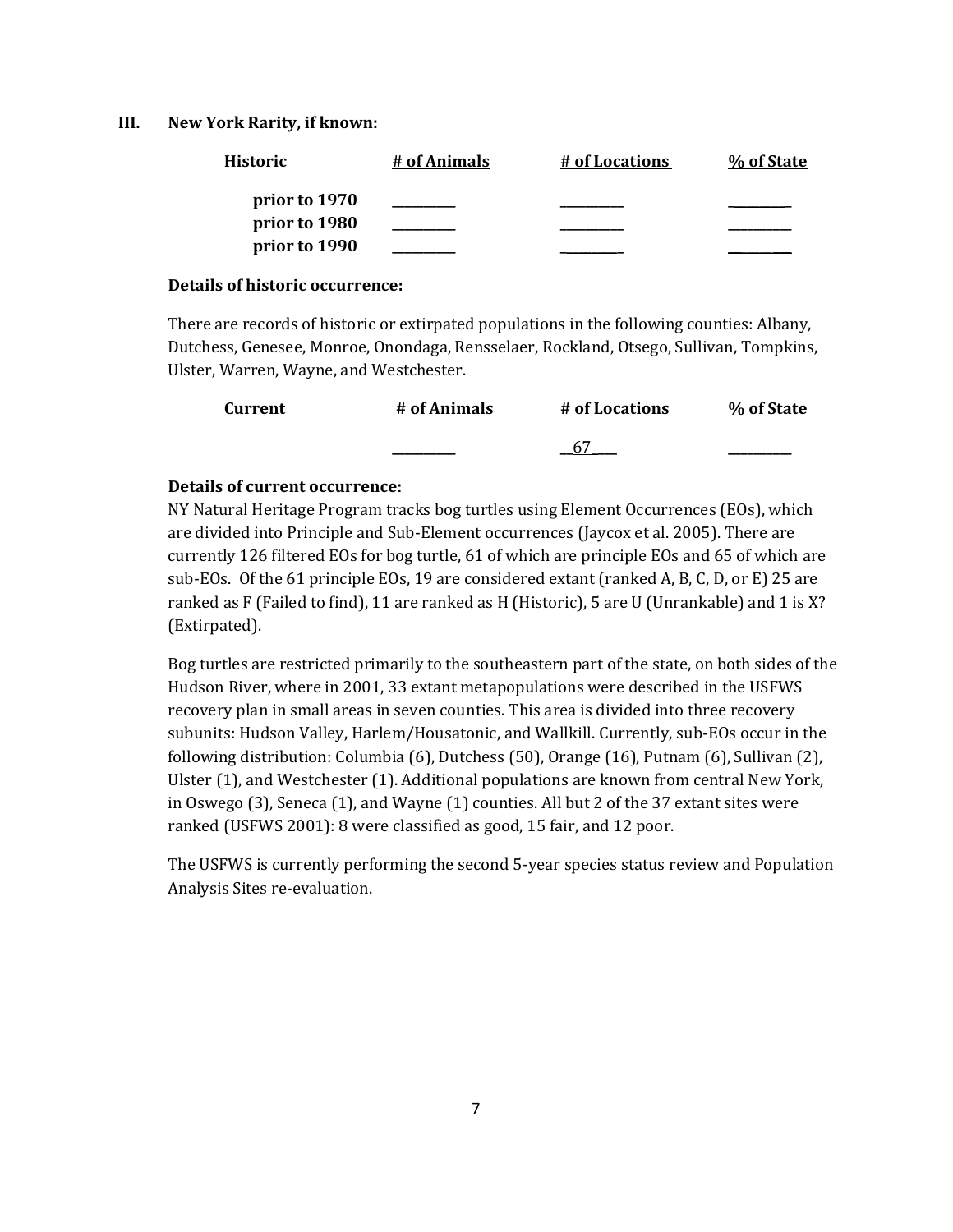### III. New York Rarity, if known:

| Historic | # of Animals | # of Locations | % of State |
|---|---|---|---|
| prior to 1970 | _________ | _________ | _________ |
| prior to 1980 | _________ | _________ | _________ |
| prior to 1990 | _________ | _________ | _________ |

**Details of historic occurrence:**

There are records of historic or extirpated populations in the following counties: Albany, Dutchess, Genesee, Monroe, Onondaga, Rensselaer, Rockland, Otsego, Sullivan, Tompkins, Ulster, Warren, Wayne, and Westchester.

| Current | # of Animals | # of Locations | % of State |
|---|---|---|---|
| | _________ | __67___ | _________ |

**Details of current occurrence:**

NY Natural Heritage Program tracks bog turtles using Element Occurrences (EOs), which are divided into Principle and Sub-Element occurrences (Jaycox et al. 2005). There are currently 126 filtered EOs for bog turtle, 61 of which are principle EOs and 65 of which are sub-EOs. Of the 61 principle EOs, 19 are considered extant (ranked A, B, C, D, or E) 25 are ranked as F (Failed to find), 11 are ranked as H (Historic), 5 are U (Unrankable) and 1 is X? (Extirpated).

Bog turtles are restricted primarily to the southeastern part of the state, on both sides of the Hudson River, where in 2001, 33 extant metapopulations were described in the USFWS recovery plan in small areas in seven counties. This area is divided into three recovery subunits: Hudson Valley, Harlem/Housatonic, and Wallkill. Currently, sub-EOs occur in the following distribution: Columbia (6), Dutchess (50), Orange (16), Putnam (6), Sullivan (2), Ulster (1), and Westchester (1). Additional populations are known from central New York, in Oswego (3), Seneca (1), and Wayne (1) counties. All but 2 of the 37 extant sites were ranked (USFWS 2001): 8 were classified as good, 15 fair, and 12 poor.

The USFWS is currently performing the second 5-year species status review and Population Analysis Sites re-evaluation.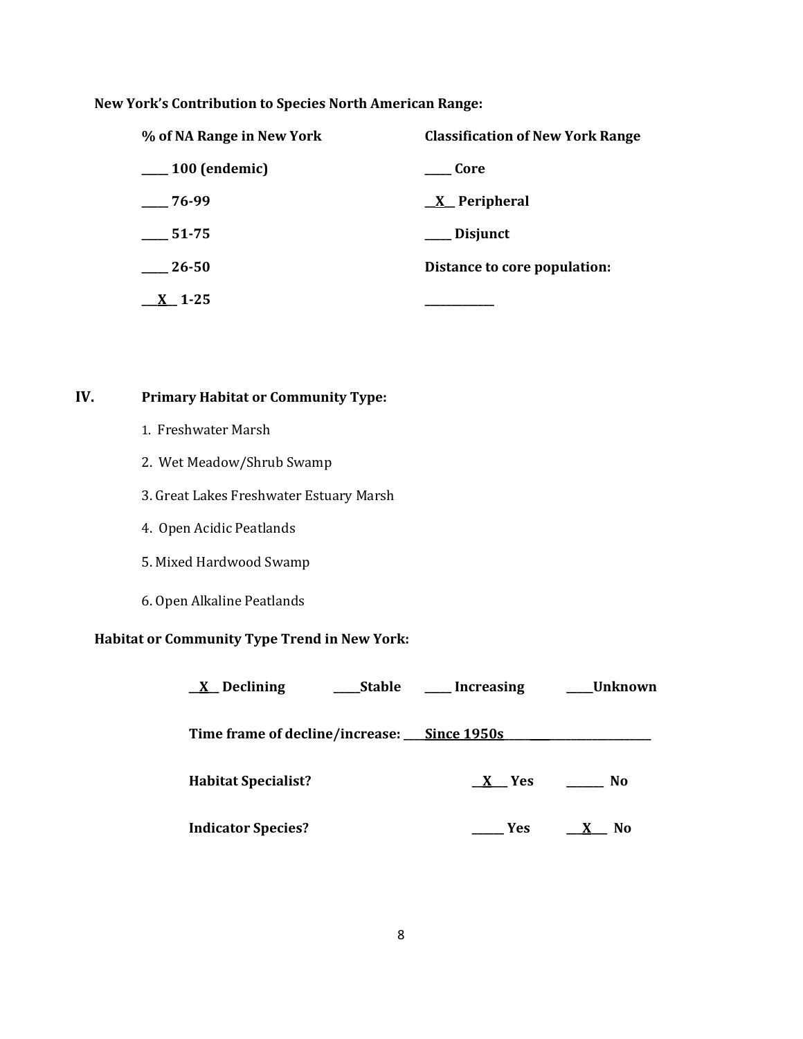**New York's Contribution to Species North American Range:**

| % of NA Range in New York | Classification of New York Range |
|---|---|
| ____ 100 (endemic) | ____ Core |
| ____ 76-99 | __X__ Peripheral |
| ____ 51-75 | ____ Disjunct |
| ____ 26-50 | Distance to core population: |
| __X__ 1-25 | ____________ |

## IV. Primary Habitat or Community Type:

1. Freshwater Marsh
2. Wet Meadow/Shrub Swamp
3. Great Lakes Freshwater Estuary Marsh
4. Open Acidic Peatlands
5. Mixed Hardwood Swamp
6. Open Alkaline Peatlands

**Habitat or Community Type Trend in New York:**

**__X__ Declining ____Stable ____ Increasing ____Unknown**

**Time frame of decline/increase: ___Since 1950s____________________**

**Habitat Specialist?** __X__ Yes ______ No

**Indicator Species?** _____ Yes __X__ No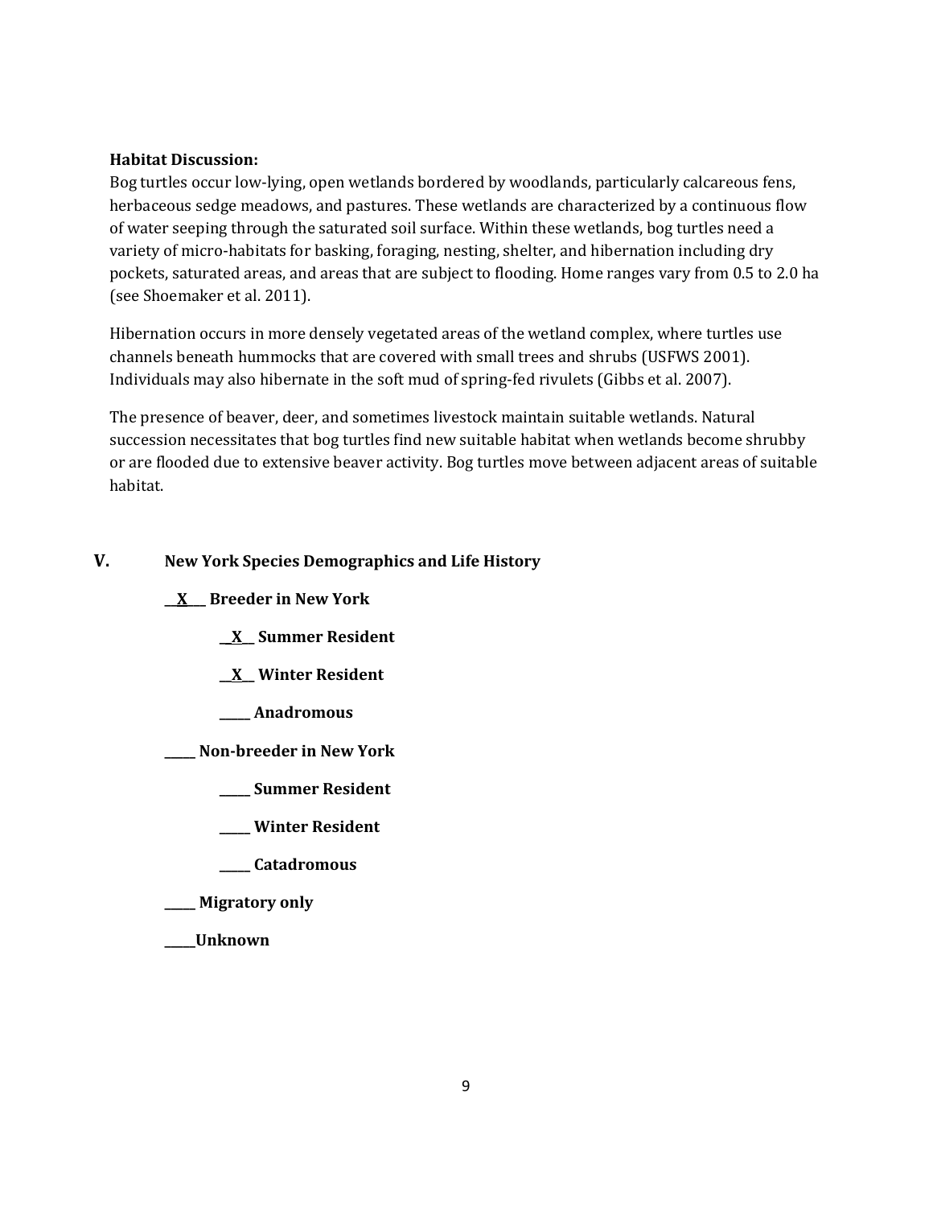**Habitat Discussion:**

Bog turtles occur low-lying, open wetlands bordered by woodlands, particularly calcareous fens, herbaceous sedge meadows, and pastures. These wetlands are characterized by a continuous flow of water seeping through the saturated soil surface. Within these wetlands, bog turtles need a variety of micro-habitats for basking, foraging, nesting, shelter, and hibernation including dry pockets, saturated areas, and areas that are subject to flooding. Home ranges vary from 0.5 to 2.0 ha (see Shoemaker et al. 2011).

Hibernation occurs in more densely vegetated areas of the wetland complex, where turtles use channels beneath hummocks that are covered with small trees and shrubs (USFWS 2001). Individuals may also hibernate in the soft mud of spring-fed rivulets (Gibbs et al. 2007).

The presence of beaver, deer, and sometimes livestock maintain suitable wetlands. Natural succession necessitates that bog turtles find new suitable habitat when wetlands become shrubby or are flooded due to extensive beaver activity. Bog turtles move between adjacent areas of suitable habitat.

## V. New York Species Demographics and Life History

**\_\_X\_\_ Breeder in New York**

- **\_\_X\_\_ Summer Resident**
- **\_\_X\_\_ Winter Resident**
- **\_\_\_\_\_ Anadromous**

**\_\_\_\_\_ Non-breeder in New York**

- **\_\_\_\_\_ Summer Resident**
- **\_\_\_\_\_ Winter Resident**
- **\_\_\_\_\_ Catadromous**

**\_\_\_\_\_ Migratory only**

**\_\_\_\_\_Unknown**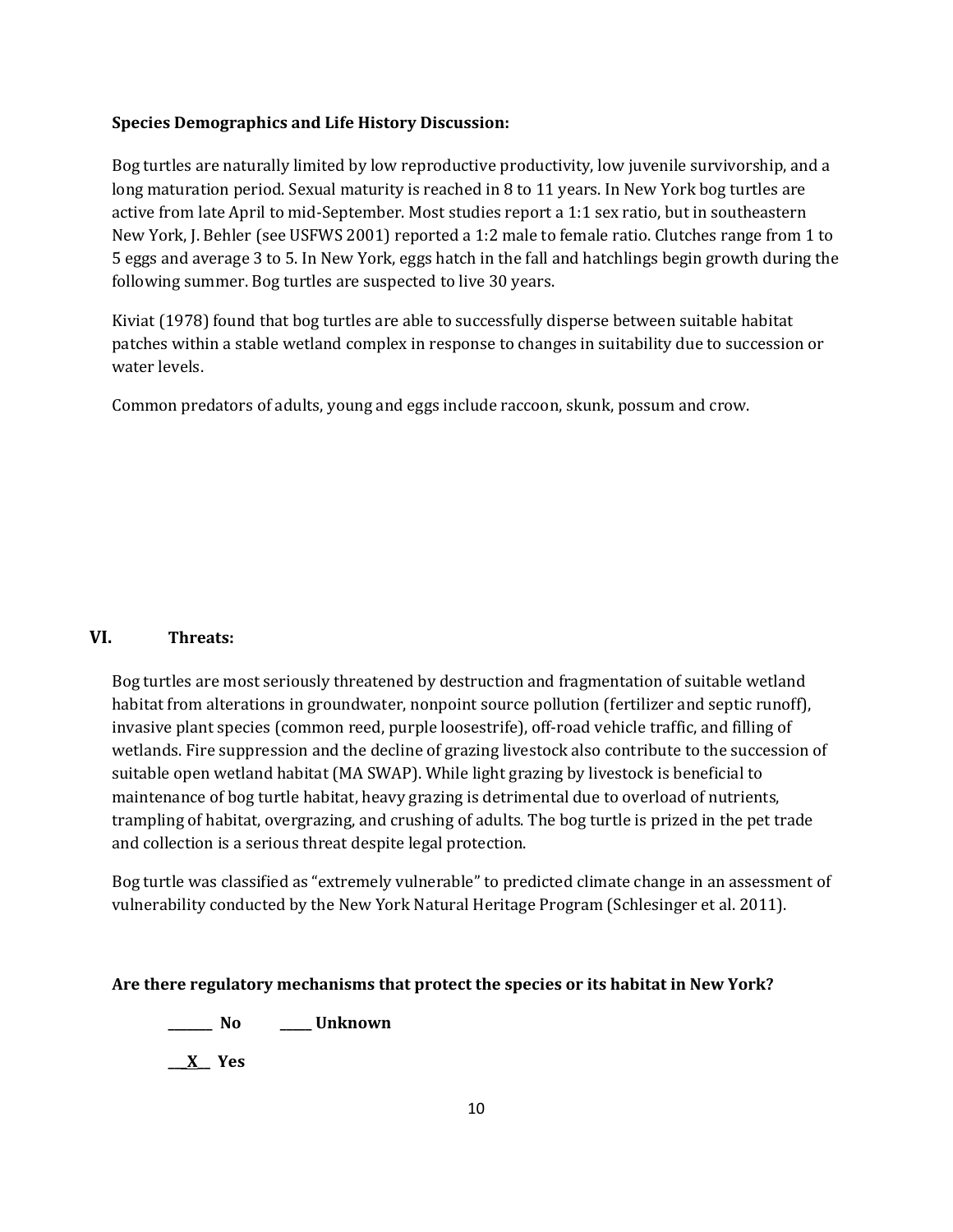**Species Demographics and Life History Discussion:**

Bog turtles are naturally limited by low reproductive productivity, low juvenile survivorship, and a long maturation period. Sexual maturity is reached in 8 to 11 years. In New York bog turtles are active from late April to mid-September. Most studies report a 1:1 sex ratio, but in southeastern New York, J. Behler (see USFWS 2001) reported a 1:2 male to female ratio. Clutches range from 1 to 5 eggs and average 3 to 5. In New York, eggs hatch in the fall and hatchlings begin growth during the following summer. Bog turtles are suspected to live 30 years.

Kiviat (1978) found that bog turtles are able to successfully disperse between suitable habitat patches within a stable wetland complex in response to changes in suitability due to succession or water levels.

Common predators of adults, young and eggs include raccoon, skunk, possum and crow.

## VI. Threats:

Bog turtles are most seriously threatened by destruction and fragmentation of suitable wetland habitat from alterations in groundwater, nonpoint source pollution (fertilizer and septic runoff), invasive plant species (common reed, purple loosestrife), off-road vehicle traffic, and filling of wetlands. Fire suppression and the decline of grazing livestock also contribute to the succession of suitable open wetland habitat (MA SWAP). While light grazing by livestock is beneficial to maintenance of bog turtle habitat, heavy grazing is detrimental due to overload of nutrients, trampling of habitat, overgrazing, and crushing of adults. The bog turtle is prized in the pet trade and collection is a serious threat despite legal protection.

Bog turtle was classified as "extremely vulnerable" to predicted climate change in an assessment of vulnerability conducted by the New York Natural Heritage Program (Schlesinger et al. 2011).

**Are there regulatory mechanisms that protect the species or its habitat in New York?**

**_______ No  _____ Unknown**

**__X__ Yes**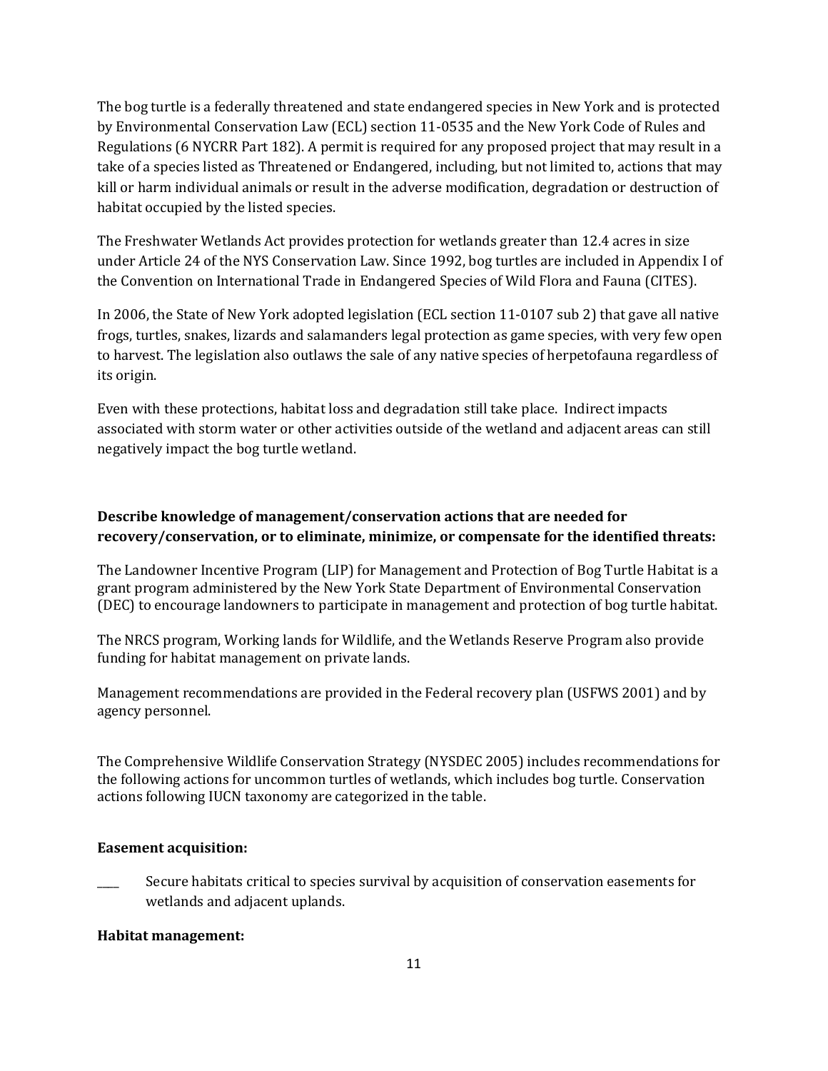The bog turtle is a federally threatened and state endangered species in New York and is protected by Environmental Conservation Law (ECL) section 11-0535 and the New York Code of Rules and Regulations (6 NYCRR Part 182). A permit is required for any proposed project that may result in a take of a species listed as Threatened or Endangered, including, but not limited to, actions that may kill or harm individual animals or result in the adverse modification, degradation or destruction of habitat occupied by the listed species.

The Freshwater Wetlands Act provides protection for wetlands greater than 12.4 acres in size under Article 24 of the NYS Conservation Law. Since 1992, bog turtles are included in Appendix I of the Convention on International Trade in Endangered Species of Wild Flora and Fauna (CITES).

In 2006, the State of New York adopted legislation (ECL section 11-0107 sub 2) that gave all native frogs, turtles, snakes, lizards and salamanders legal protection as game species, with very few open to harvest. The legislation also outlaws the sale of any native species of herpetofauna regardless of its origin.

Even with these protections, habitat loss and degradation still take place. Indirect impacts associated with storm water or other activities outside of the wetland and adjacent areas can still negatively impact the bog turtle wetland.

**Describe knowledge of management/conservation actions that are needed for recovery/conservation, or to eliminate, minimize, or compensate for the identified threats:**

The Landowner Incentive Program (LIP) for Management and Protection of Bog Turtle Habitat is a grant program administered by the New York State Department of Environmental Conservation (DEC) to encourage landowners to participate in management and protection of bog turtle habitat.

The NRCS program, Working lands for Wildlife, and the Wetlands Reserve Program also provide funding for habitat management on private lands.

Management recommendations are provided in the Federal recovery plan (USFWS 2001) and by agency personnel.

The Comprehensive Wildlife Conservation Strategy (NYSDEC 2005) includes recommendations for the following actions for uncommon turtles of wetlands, which includes bog turtle. Conservation actions following IUCN taxonomy are categorized in the table.

**Easement acquisition:**

____ Secure habitats critical to species survival by acquisition of conservation easements for wetlands and adjacent uplands.

**Habitat management:**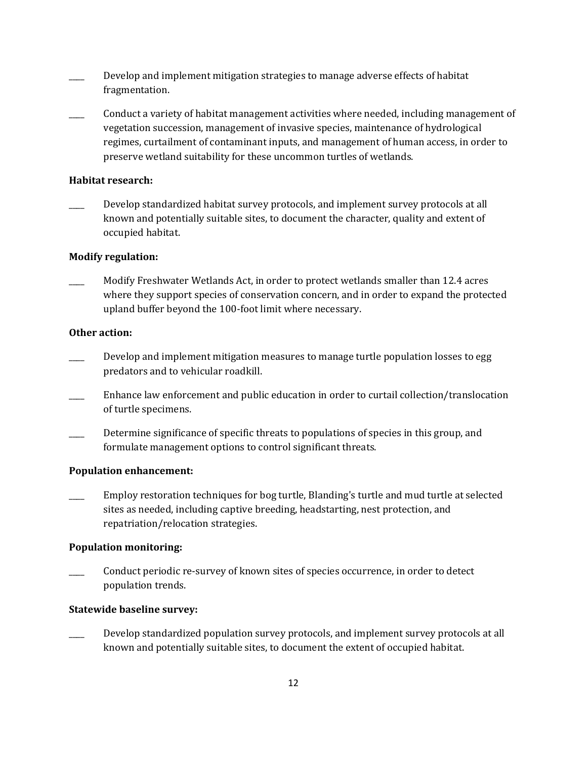____ Develop and implement mitigation strategies to manage adverse effects of habitat fragmentation.

____ Conduct a variety of habitat management activities where needed, including management of vegetation succession, management of invasive species, maintenance of hydrological regimes, curtailment of contaminant inputs, and management of human access, in order to preserve wetland suitability for these uncommon turtles of wetlands.

**Habitat research:**

____ Develop standardized habitat survey protocols, and implement survey protocols at all known and potentially suitable sites, to document the character, quality and extent of occupied habitat.

**Modify regulation:**

____ Modify Freshwater Wetlands Act, in order to protect wetlands smaller than 12.4 acres where they support species of conservation concern, and in order to expand the protected upland buffer beyond the 100-foot limit where necessary.

**Other action:**

____ Develop and implement mitigation measures to manage turtle population losses to egg predators and to vehicular roadkill.

____ Enhance law enforcement and public education in order to curtail collection/translocation of turtle specimens.

____ Determine significance of specific threats to populations of species in this group, and formulate management options to control significant threats.

**Population enhancement:**

____ Employ restoration techniques for bog turtle, Blanding's turtle and mud turtle at selected sites as needed, including captive breeding, headstarting, nest protection, and repatriation/relocation strategies.

**Population monitoring:**

____ Conduct periodic re-survey of known sites of species occurrence, in order to detect population trends.

**Statewide baseline survey:**

____ Develop standardized population survey protocols, and implement survey protocols at all known and potentially suitable sites, to document the extent of occupied habitat.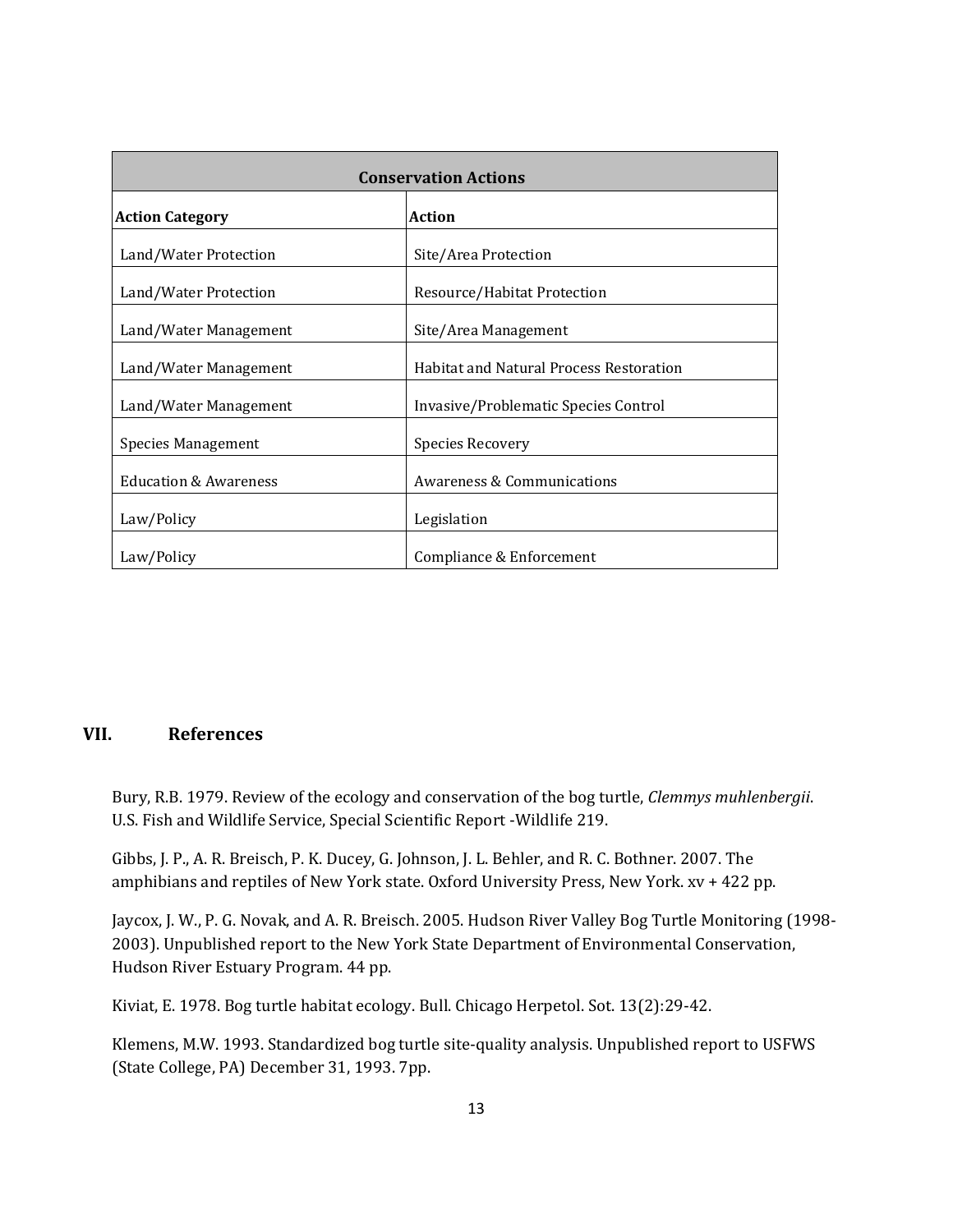| Conservation Actions | |
|---|---|
| **Action Category** | **Action** |
| Land/Water Protection | Site/Area Protection |
| Land/Water Protection | Resource/Habitat Protection |
| Land/Water Management | Site/Area Management |
| Land/Water Management | Habitat and Natural Process Restoration |
| Land/Water Management | Invasive/Problematic Species Control |
| Species Management | Species Recovery |
| Education & Awareness | Awareness & Communications |
| Law/Policy | Legislation |
| Law/Policy | Compliance & Enforcement |

## VII. References

Bury, R.B. 1979. Review of the ecology and conservation of the bog turtle, *Clemmys muhlenbergii*. U.S. Fish and Wildlife Service, Special Scientific Report -Wildlife 219.

Gibbs, J. P., A. R. Breisch, P. K. Ducey, G. Johnson, J. L. Behler, and R. C. Bothner. 2007. The amphibians and reptiles of New York state. Oxford University Press, New York. xv + 422 pp.

Jaycox, J. W., P. G. Novak, and A. R. Breisch. 2005. Hudson River Valley Bog Turtle Monitoring (1998-2003). Unpublished report to the New York State Department of Environmental Conservation, Hudson River Estuary Program. 44 pp.

Kiviat, E. 1978. Bog turtle habitat ecology. Bull. Chicago Herpetol. Sot. 13(2):29-42.

Klemens, M.W. 1993. Standardized bog turtle site-quality analysis. Unpublished report to USFWS (State College, PA) December 31, 1993. 7pp.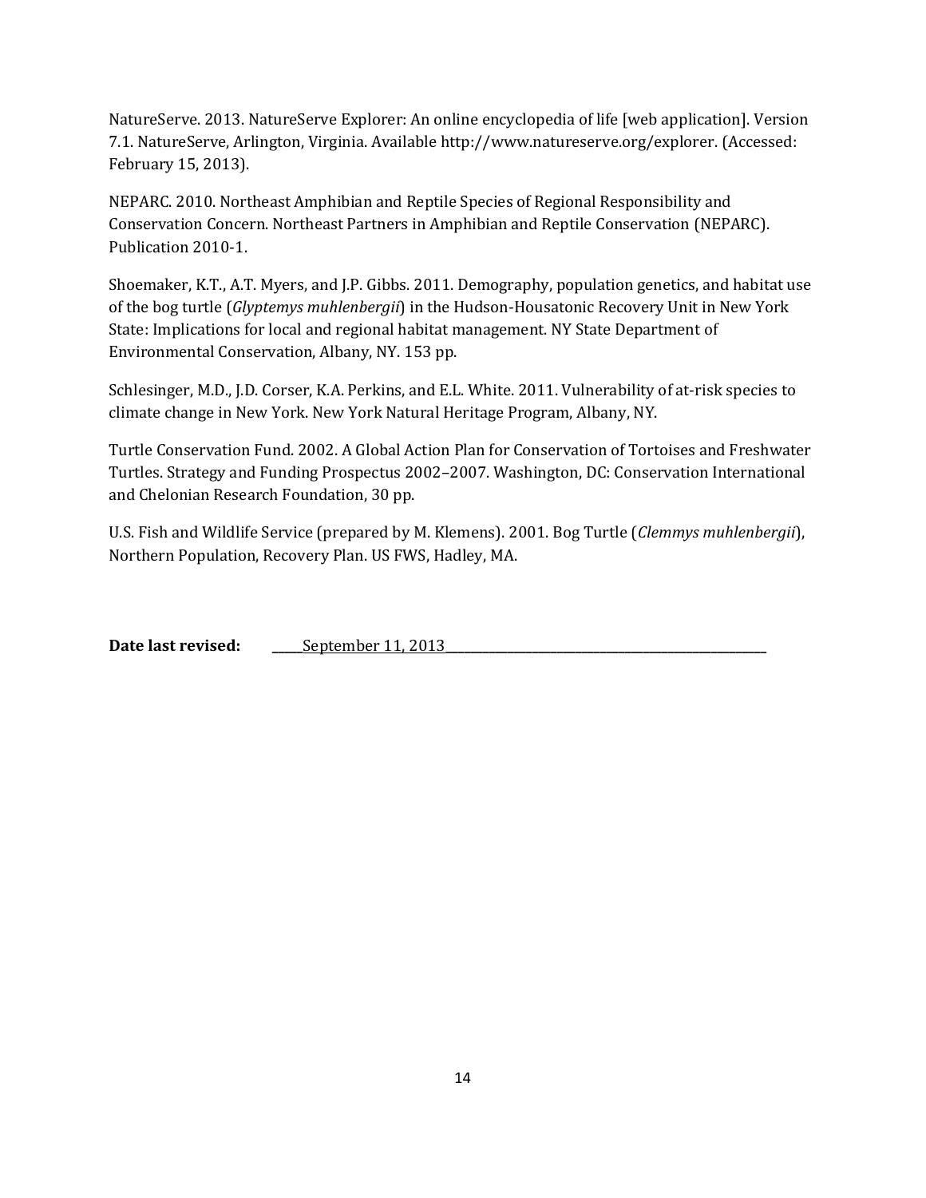NatureServe. 2013. NatureServe Explorer: An online encyclopedia of life [web application]. Version 7.1. NatureServe, Arlington, Virginia. Available http://www.natureserve.org/explorer. (Accessed: February 15, 2013).

NEPARC. 2010. Northeast Amphibian and Reptile Species of Regional Responsibility and Conservation Concern. Northeast Partners in Amphibian and Reptile Conservation (NEPARC). Publication 2010-1.

Shoemaker, K.T., A.T. Myers, and J.P. Gibbs. 2011. Demography, population genetics, and habitat use of the bog turtle (*Glyptemys muhlenbergii*) in the Hudson-Housatonic Recovery Unit in New York State: Implications for local and regional habitat management. NY State Department of Environmental Conservation, Albany, NY. 153 pp.

Schlesinger, M.D., J.D. Corser, K.A. Perkins, and E.L. White. 2011. Vulnerability of at-risk species to climate change in New York. New York Natural Heritage Program, Albany, NY.

Turtle Conservation Fund. 2002. A Global Action Plan for Conservation of Tortoises and Freshwater Turtles. Strategy and Funding Prospectus 2002–2007. Washington, DC: Conservation International and Chelonian Research Foundation, 30 pp.

U.S. Fish and Wildlife Service (prepared by M. Klemens). 2001. Bog Turtle (*Clemmys muhlenbergii*), Northern Population, Recovery Plan. US FWS, Hadley, MA.

**Date last revised:** September 11, 2013